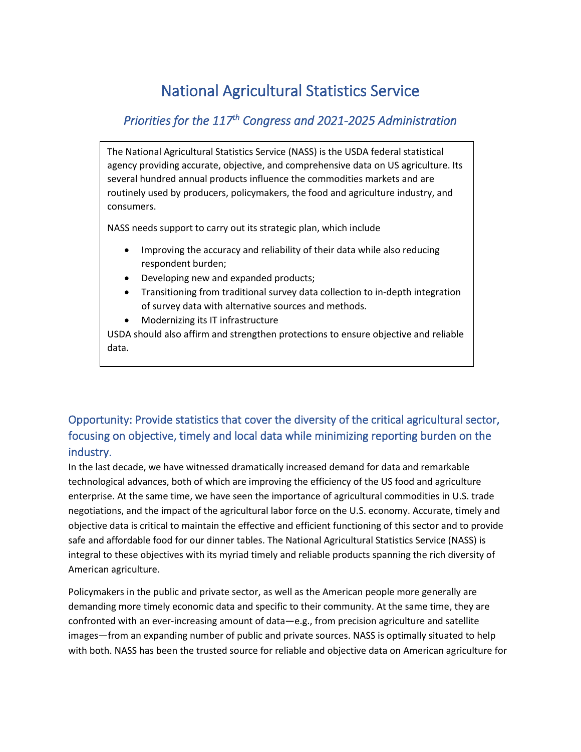# National Agricultural Statistics Service

## *Priorities for the 117th Congress and 2021-2025 Administration*

The National Agricultural Statistics Service (NASS) is the USDA federal statistical agency providing accurate, objective, and comprehensive data on US agriculture. Its several hundred annual products influence the commodities markets and are routinely used by producers, policymakers, the food and agriculture industry, and consumers.

NASS needs support to carry out its strategic plan, which include

- Improving the accuracy and reliability of their data while also reducing respondent burden;
- Developing new and expanded products;
- Transitioning from traditional survey data collection to in-depth integration of survey data with alternative sources and methods.
- Modernizing its IT infrastructure

USDA should also affirm and strengthen protections to ensure objective and reliable data.

### Opportunity: Provide statistics that cover the diversity of the critical agricultural sector, focusing on objective, timely and local data while minimizing reporting burden on the industry.

In the last decade, we have witnessed dramatically increased demand for data and remarkable technological advances, both of which are improving the efficiency of the US food and agriculture enterprise. At the same time, we have seen the importance of agricultural commodities in U.S. trade negotiations, and the impact of the agricultural labor force on the U.S. economy. Accurate, timely and objective data is critical to maintain the effective and efficient functioning of this sector and to provide safe and affordable food for our dinner tables. The National Agricultural Statistics Service (NASS) is integral to these objectives with its myriad timely and reliable products spanning the rich diversity of American agriculture.

Policymakers in the public and private sector, as well as the American people more generally are demanding more timely economic data and specific to their community. At the same time, they are confronted with an ever-increasing amount of data—e.g., from precision agriculture and satellite images—from an expanding number of public and private sources. NASS is optimally situated to help with both. NASS has been the trusted source for reliable and objective data on American agriculture for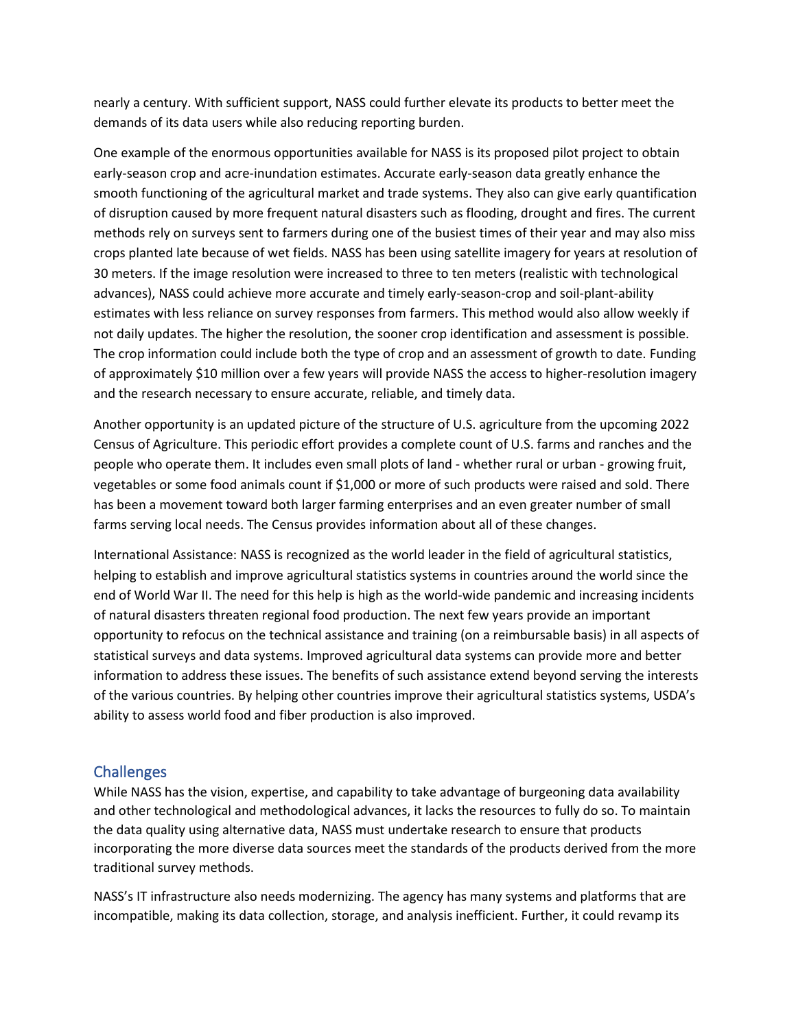nearly a century. With sufficient support, NASS could further elevate its products to better meet the demands of its data users while also reducing reporting burden.

One example of the enormous opportunities available for NASS is its proposed pilot project to obtain early-season crop and acre-inundation estimates. Accurate early-season data greatly enhance the smooth functioning of the agricultural market and trade systems. They also can give early quantification of disruption caused by more frequent natural disasters such as flooding, drought and fires. The current methods rely on surveys sent to farmers during one of the busiest times of their year and may also miss crops planted late because of wet fields. NASS has been using satellite imagery for years at resolution of 30 meters. If the image resolution were increased to three to ten meters (realistic with technological advances), NASS could achieve more accurate and timely early-season-crop and soil-plant-ability estimates with less reliance on survey responses from farmers. This method would also allow weekly if not daily updates. The higher the resolution, the sooner crop identification and assessment is possible. The crop information could include both the type of crop and an assessment of growth to date. Funding of approximately $10 million over a few years will provide NASS the access to higher-resolution imagery and the research necessary to ensure accurate, reliable, and timely data.

Another opportunity is an updated picture of the structure of U.S. agriculture from the upcoming 2022 Census of Agriculture. This periodic effort provides a complete count of U.S. farms and ranches and the people who operate them. It includes even small plots of land - whether rural or urban - growing fruit, vegetables or some food animals count if $1,000 or more of such products were raised and sold. There has been a movement toward both larger farming enterprises and an even greater number of small farms serving local needs. The Census provides information about all of these changes.

International Assistance: NASS is recognized as the world leader in the field of agricultural statistics, helping to establish and improve agricultural statistics systems in countries around the world since the end of World War II. The need for this help is high as the world-wide pandemic and increasing incidents of natural disasters threaten regional food production. The next few years provide an important opportunity to refocus on the technical assistance and training (on a reimbursable basis) in all aspects of statistical surveys and data systems. Improved agricultural data systems can provide more and better information to address these issues. The benefits of such assistance extend beyond serving the interests of the various countries. By helping other countries improve their agricultural statistics systems, USDA's ability to assess world food and fiber production is also improved.

## Challenges

While NASS has the vision, expertise, and capability to take advantage of burgeoning data availability and other technological and methodological advances, it lacks the resources to fully do so. To maintain the data quality using alternative data, NASS must undertake research to ensure that products incorporating the more diverse data sources meet the standards of the products derived from the more traditional survey methods.

NASS's IT infrastructure also needs modernizing. The agency has many systems and platforms that are incompatible, making its data collection, storage, and analysis inefficient. Further, it could revamp its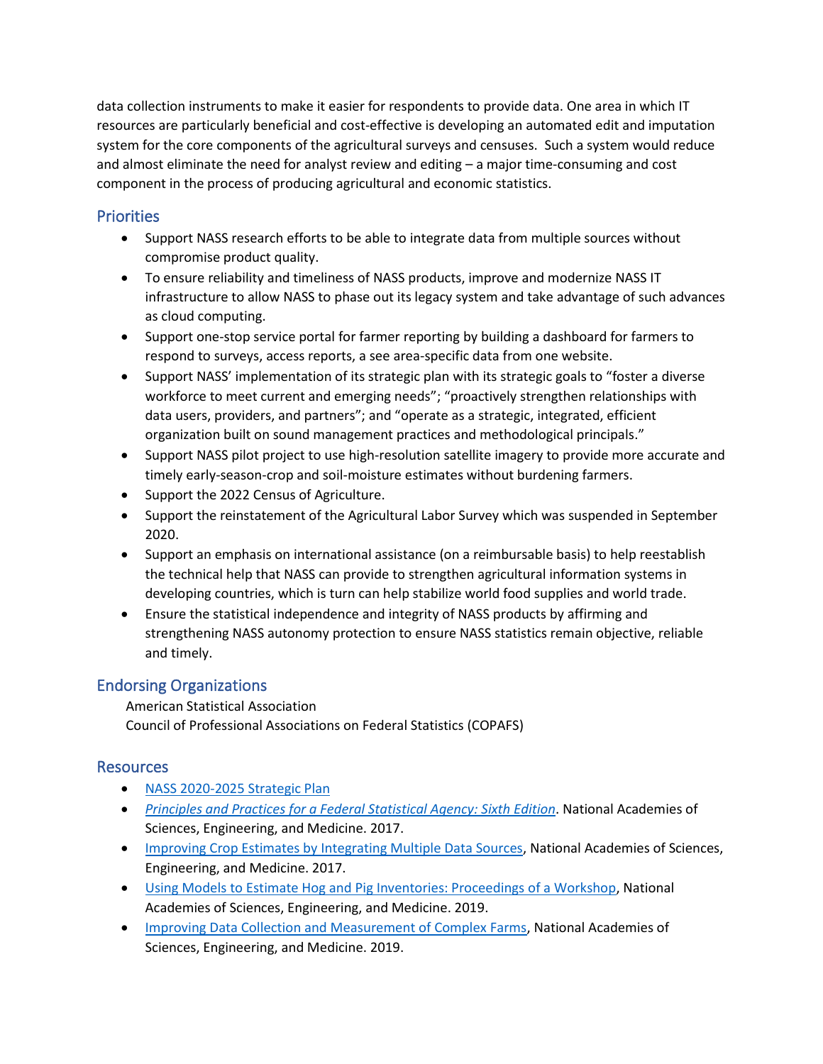data collection instruments to make it easier for respondents to provide data. One area in which IT resources are particularly beneficial and cost-effective is developing an automated edit and imputation system for the core components of the agricultural surveys and censuses. Such a system would reduce and almost eliminate the need for analyst review and editing – a major time-consuming and cost component in the process of producing agricultural and economic statistics.

## Priorities

- Support NASS research efforts to be able to integrate data from multiple sources without compromise product quality.
- To ensure reliability and timeliness of NASS products, improve and modernize NASS IT infrastructure to allow NASS to phase out its legacy system and take advantage of such advances as cloud computing.
- Support one-stop service portal for farmer reporting by building a dashboard for farmers to respond to surveys, access reports, a see area-specific data from one website.
- Support NASS' implementation of its strategic plan with its strategic goals to "foster a diverse workforce to meet current and emerging needs"; "proactively strengthen relationships with data users, providers, and partners"; and "operate as a strategic, integrated, efficient organization built on sound management practices and methodological principals."
- Support NASS pilot project to use high-resolution satellite imagery to provide more accurate and timely early-season-crop and soil-moisture estimates without burdening farmers.
- Support the 2022 Census of Agriculture.
- Support the reinstatement of the Agricultural Labor Survey which was suspended in September 2020.
- Support an emphasis on international assistance (on a reimbursable basis) to help reestablish the technical help that NASS can provide to strengthen agricultural information systems in developing countries, which is turn can help stabilize world food supplies and world trade.
- Ensure the statistical independence and integrity of NASS products by affirming and strengthening NASS autonomy protection to ensure NASS statistics remain objective, reliable and timely.

## Endorsing Organizations

American Statistical Association
Council of Professional Associations on Federal Statistics (COPAFS)

## Resources

- NASS 2020-2025 Strategic Plan
- *Principles and Practices for a Federal Statistical Agency: Sixth Edition*. National Academies of Sciences, Engineering, and Medicine. 2017.
- Improving Crop Estimates by Integrating Multiple Data Sources, National Academies of Sciences, Engineering, and Medicine. 2017.
- Using Models to Estimate Hog and Pig Inventories: Proceedings of a Workshop, National Academies of Sciences, Engineering, and Medicine. 2019.
- Improving Data Collection and Measurement of Complex Farms, National Academies of Sciences, Engineering, and Medicine. 2019.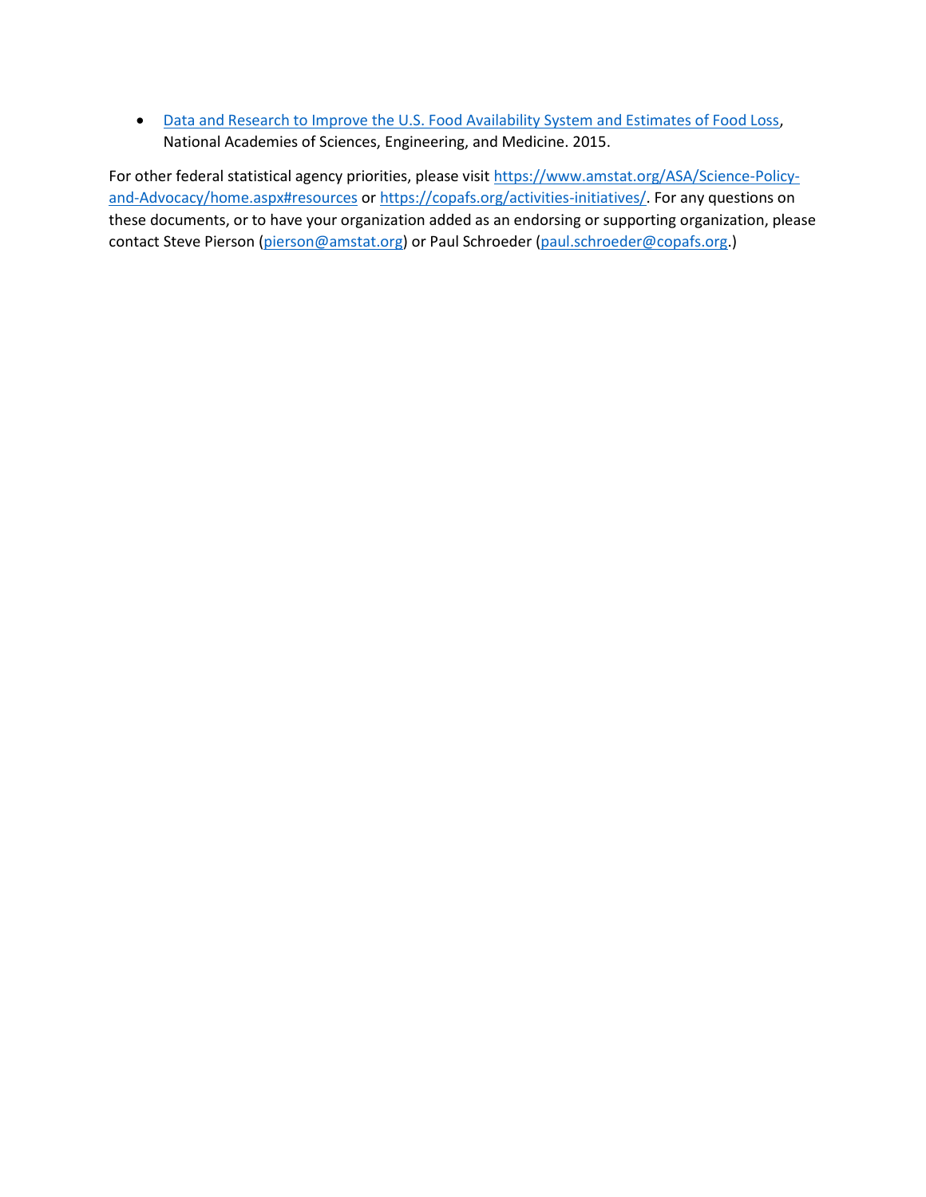- [Data and Research to Improve the U.S. Food Availability System and Estimates of Food Loss](), National Academies of Sciences, Engineering, and Medicine. 2015.

For other federal statistical agency priorities, please visit [https://www.amstat.org/ASA/Science-Policy-and-Advocacy/home.aspx#resources](https://www.amstat.org/ASA/Science-Policy-and-Advocacy/home.aspx#resources) or [https://copafs.org/activities-initiatives/](https://copafs.org/activities-initiatives/). For any questions on these documents, or to have your organization added as an endorsing or supporting organization, please contact Steve Pierson ([pierson@amstat.org](mailto:pierson@amstat.org)) or Paul Schroeder ([paul.schroeder@copafs.org](mailto:paul.schroeder@copafs.org).)